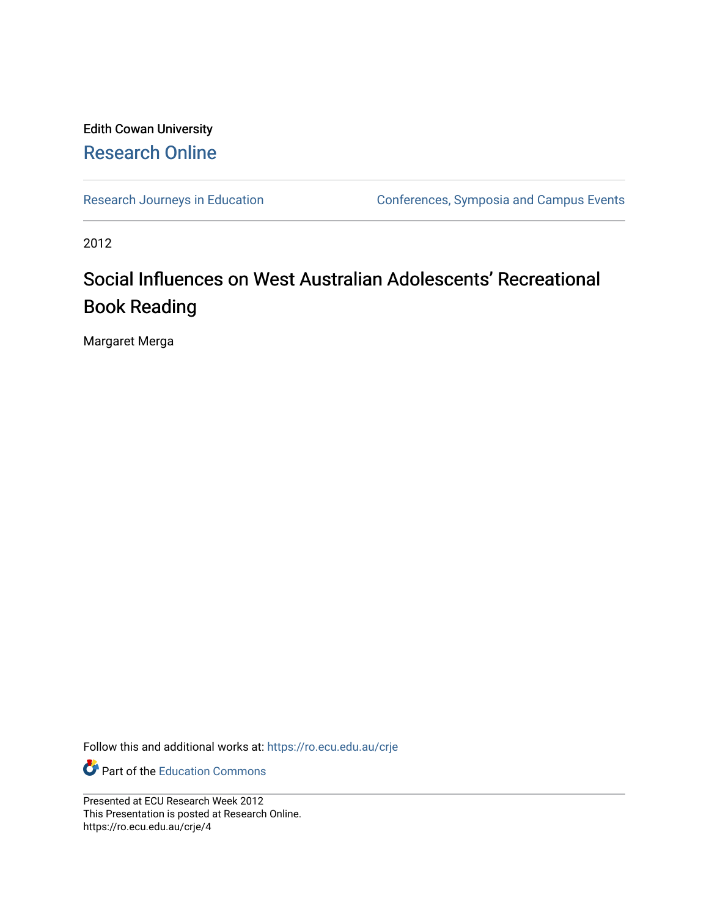Edith Cowan University

# Research Online

Research Journeys in Education | Conferences, Symposia and Campus Events

2012

## Social Influences on West Australian Adolescents' Recreational Book Reading

Margaret Merga

Follow this and additional works at: https://ro.ecu.edu.au/crje

Part of the Education Commons

Presented at ECU Research Week 2012
This Presentation is posted at Research Online.
https://ro.ecu.edu.au/crje/4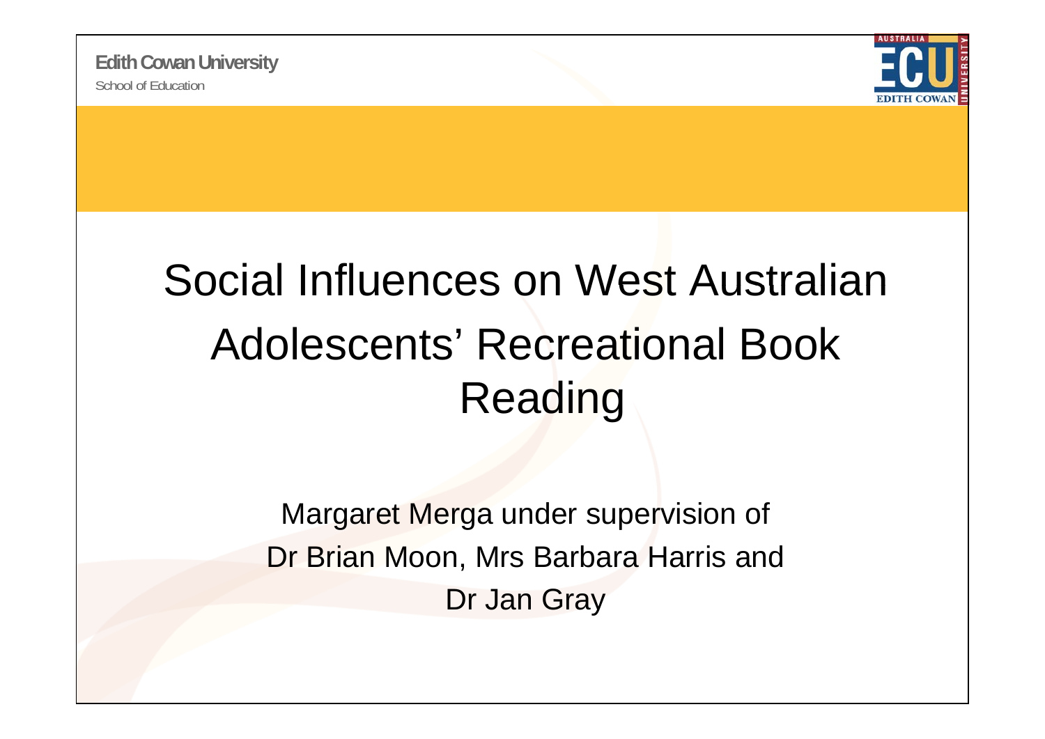Edith Cowan University

School of Education

# Social Influences on West Australian Adolescents' Recreational Book Reading

Margaret Merga under supervision of Dr Brian Moon, Mrs Barbara Harris and Dr Jan Gray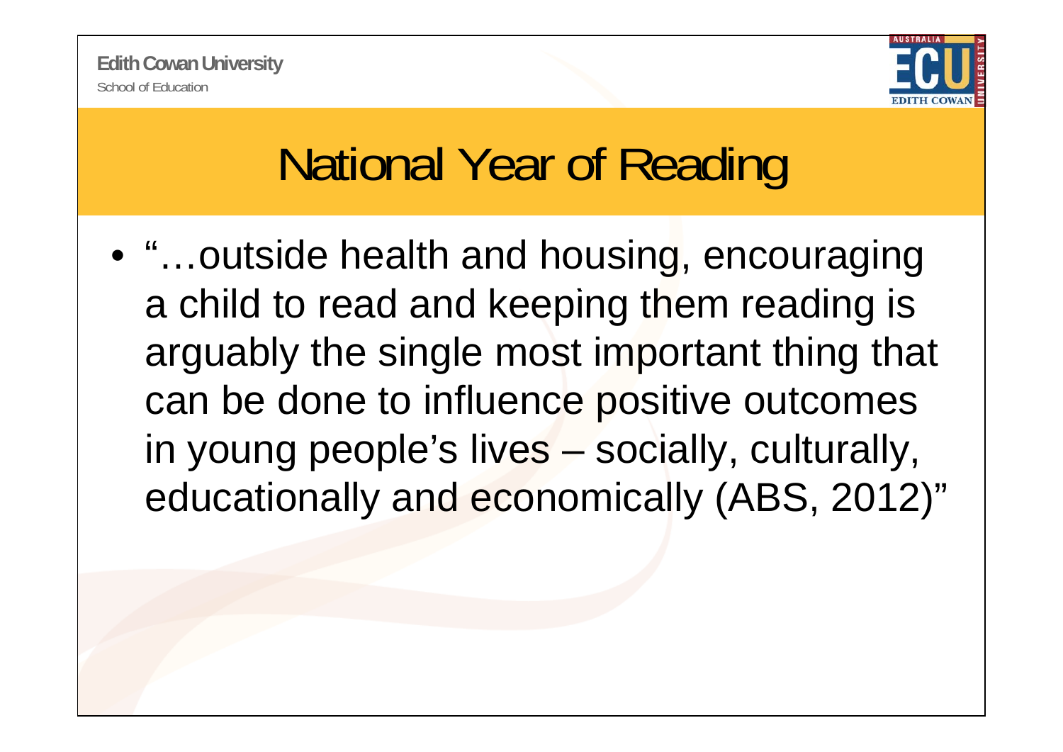# National Year of Reading

- "…outside health and housing, encouraging a child to read and keeping them reading is arguably the single most important thing that can be done to influence positive outcomes in young people's lives – socially, culturally, educationally and economically (ABS, 2012)"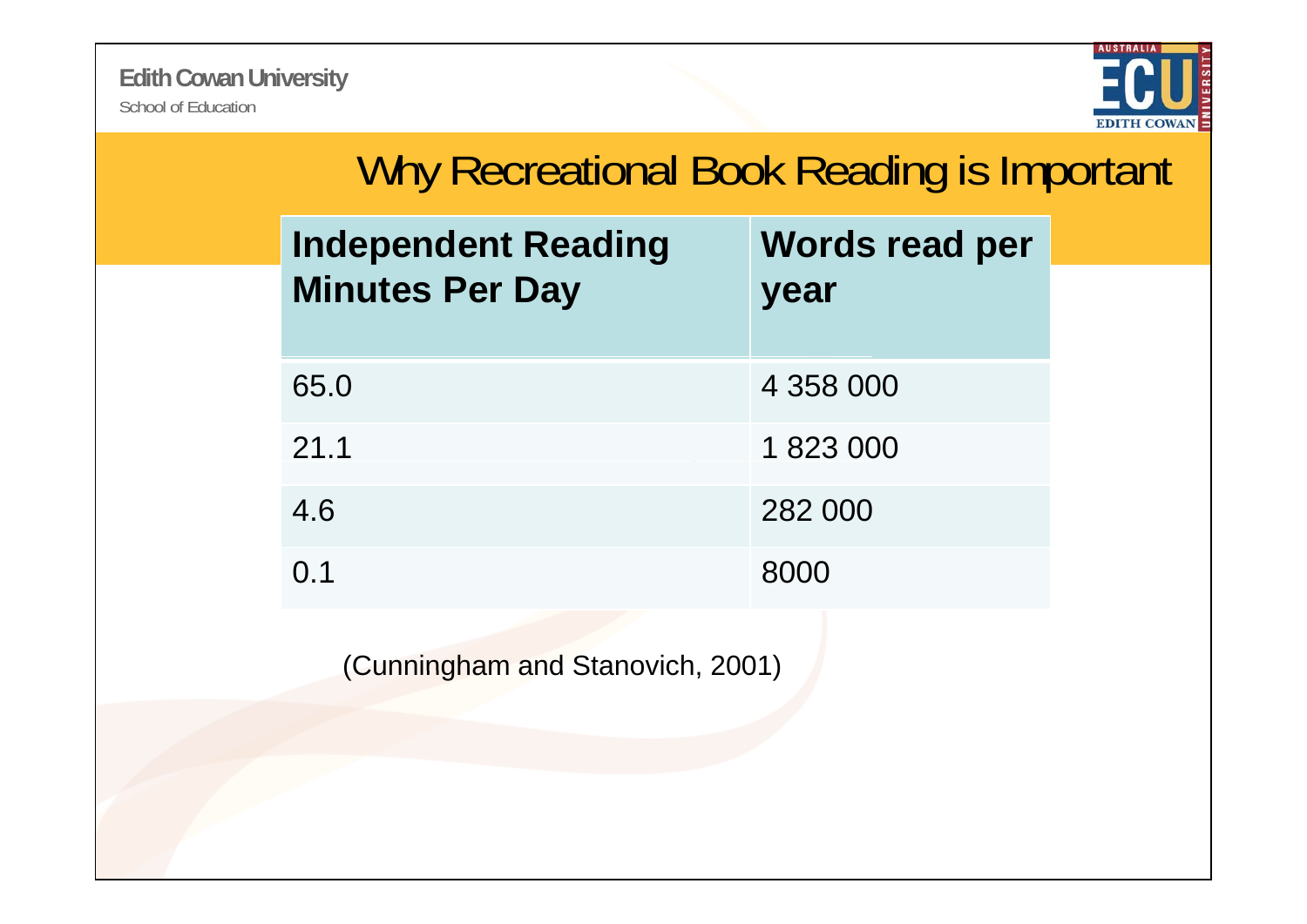# Why Recreational Book Reading is Important

| Independent Reading Minutes Per Day | Words read per year |
| --- | --- |
| 65.0 | 4 358 000 |
| 21.1 | 1 823 000 |
| 4.6 | 282 000 |
| 0.1 | 8000 |

(Cunningham and Stanovich, 2001)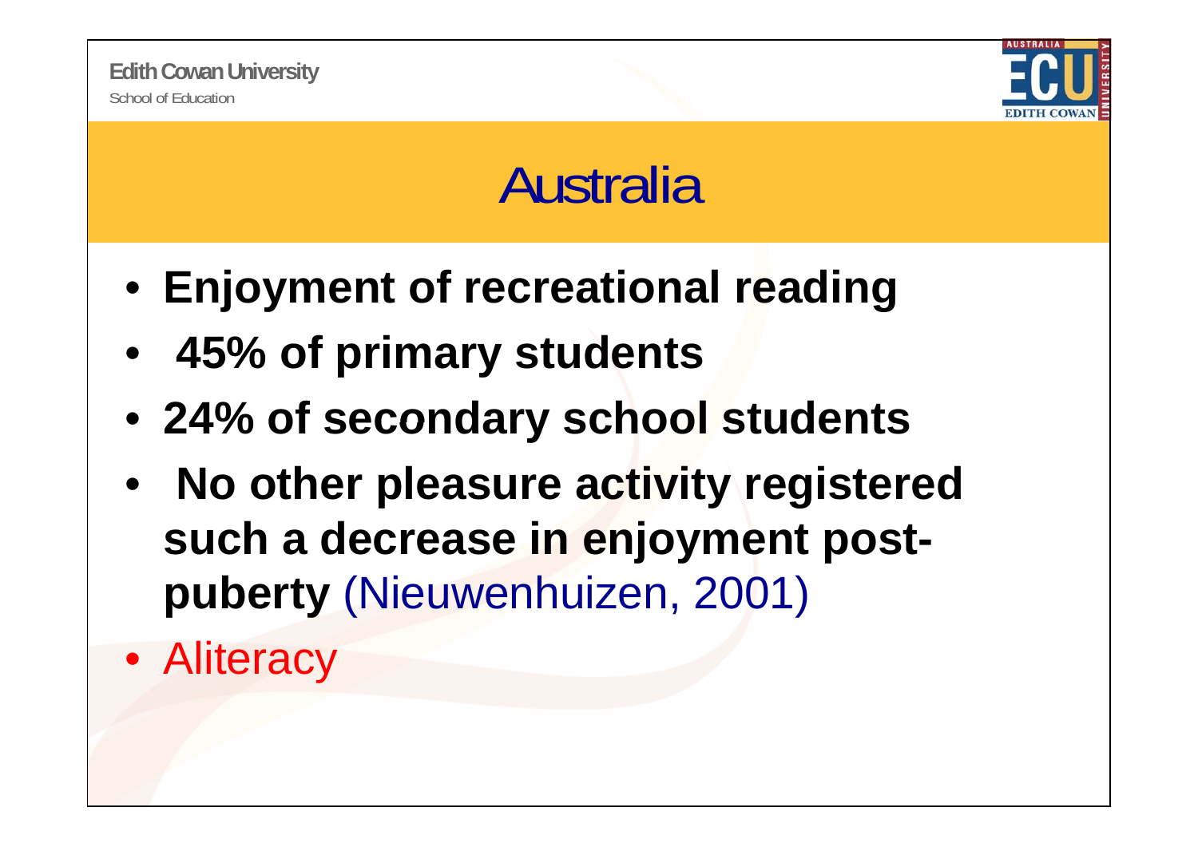# Australia

- **Enjoyment of recreational reading**
- **45% of primary students**
- **24% of secondary school students**
- **No other pleasure activity registered such a decrease in enjoyment post-puberty** (Nieuwenhuizen, 2001)
- Aliteracy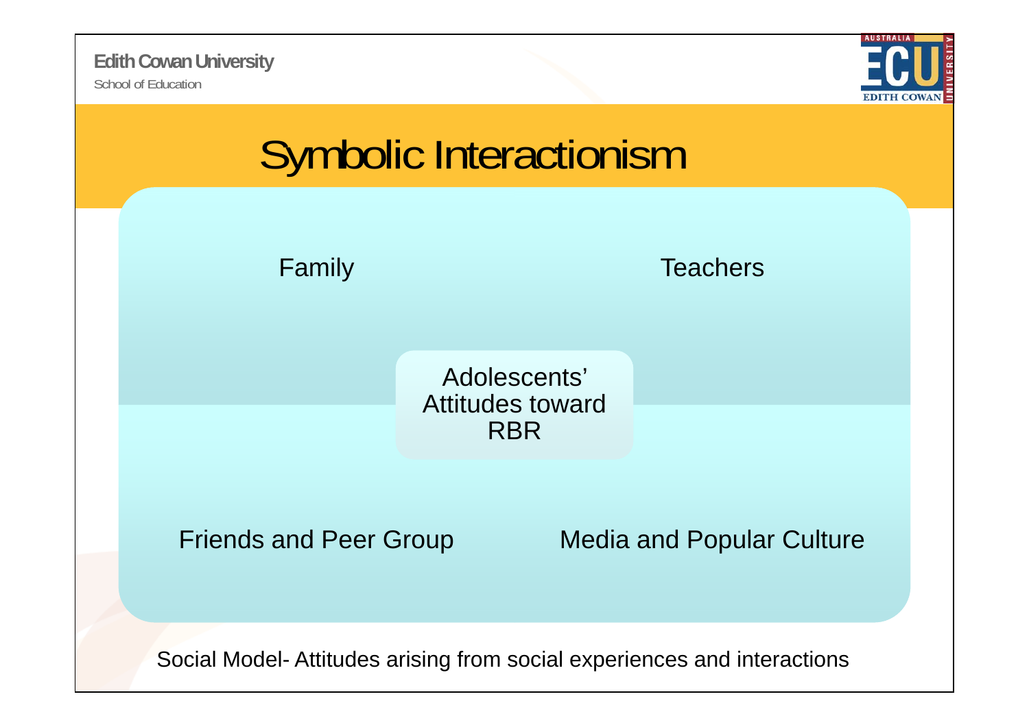# Symbolic Interactionism

Family

Teachers

Adolescents' Attitudes toward RBR

Friends and Peer Group

Media and Popular Culture

Social Model- Attitudes arising from social experiences and interactions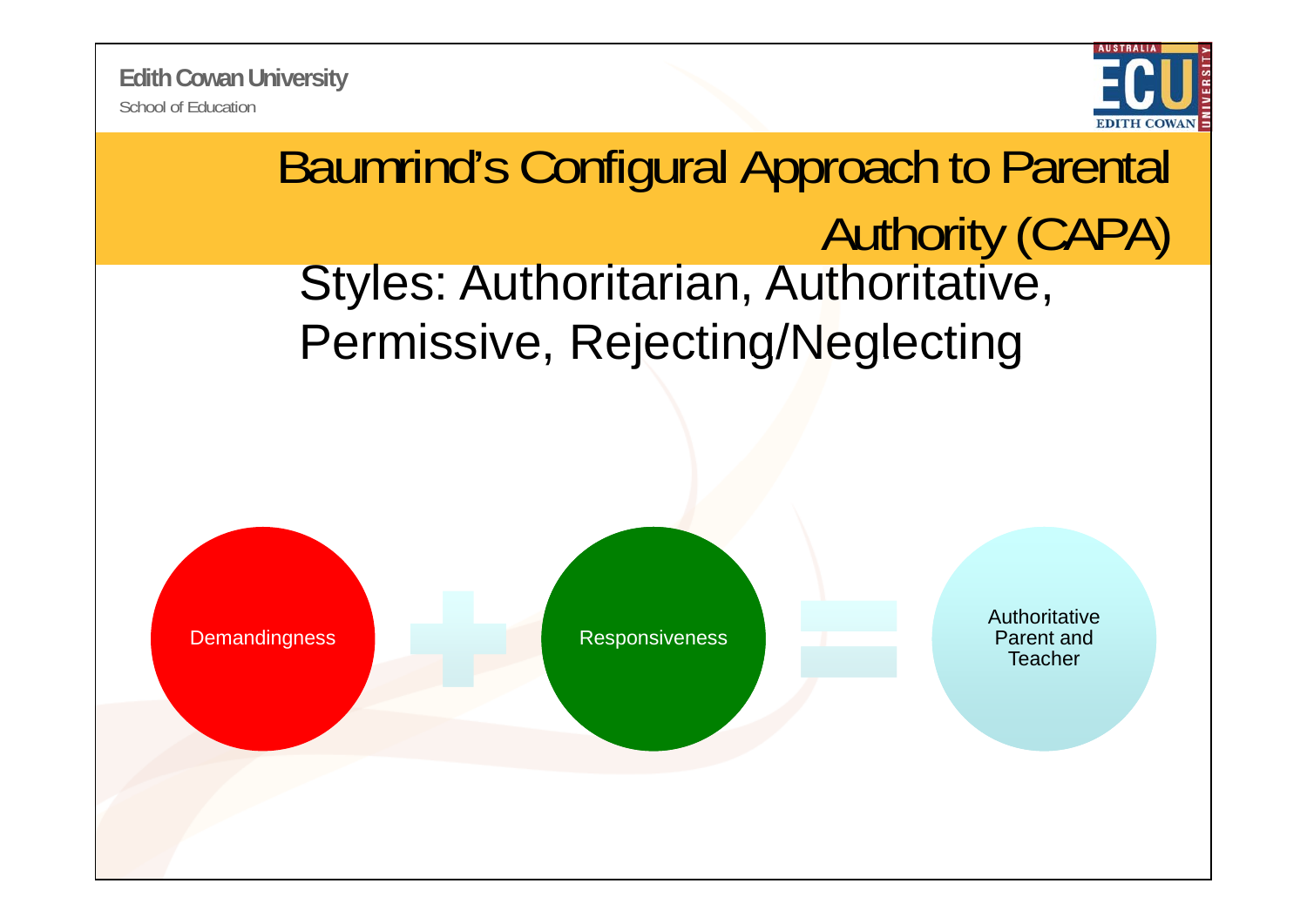# Baumrind's Configural Approach to Parental Authority (CAPA)

Styles: Authoritarian, Authoritative, Permissive, Rejecting/Neglecting

Demandingness + Responsiveness = Authoritative Parent and Teacher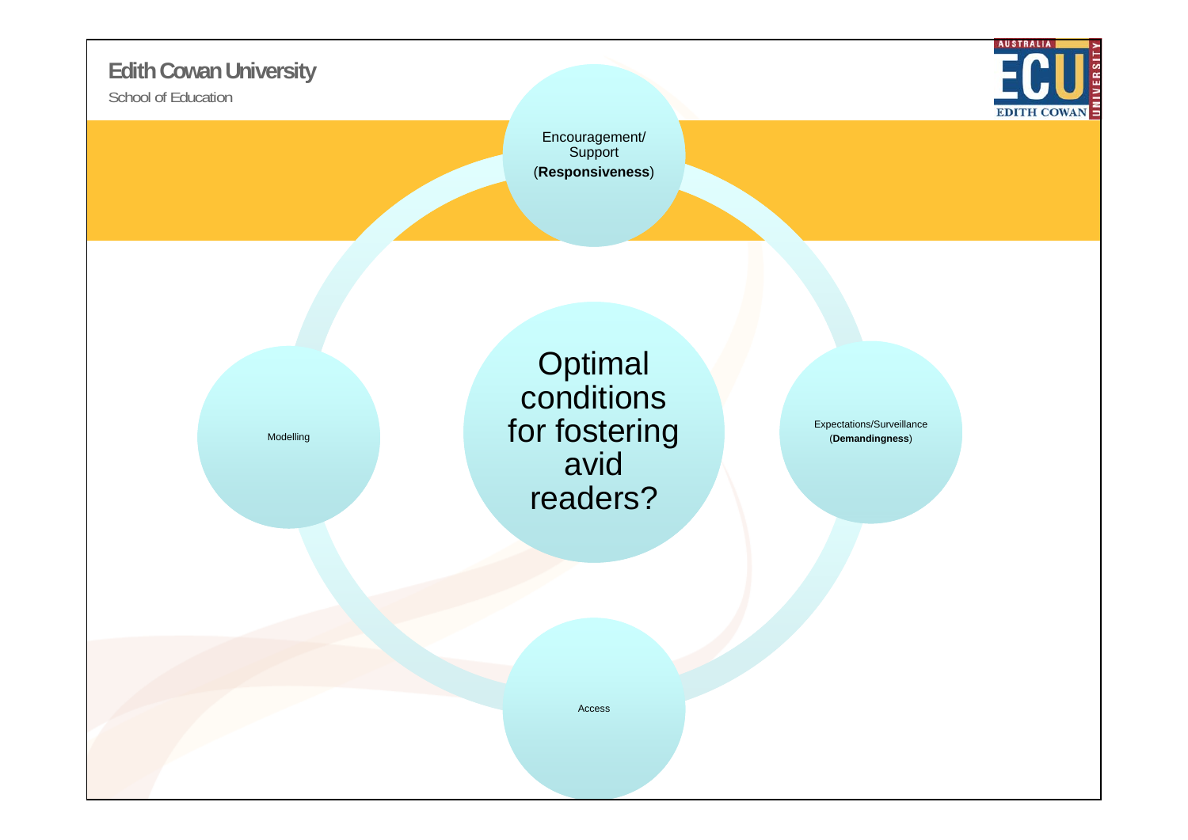Edith Cowan University

School of Education

Optimal conditions for fostering avid readers?

Encouragement/ Support (**Responsiveness**)

Expectations/Surveillance (**Demandingness**)

Access

Modelling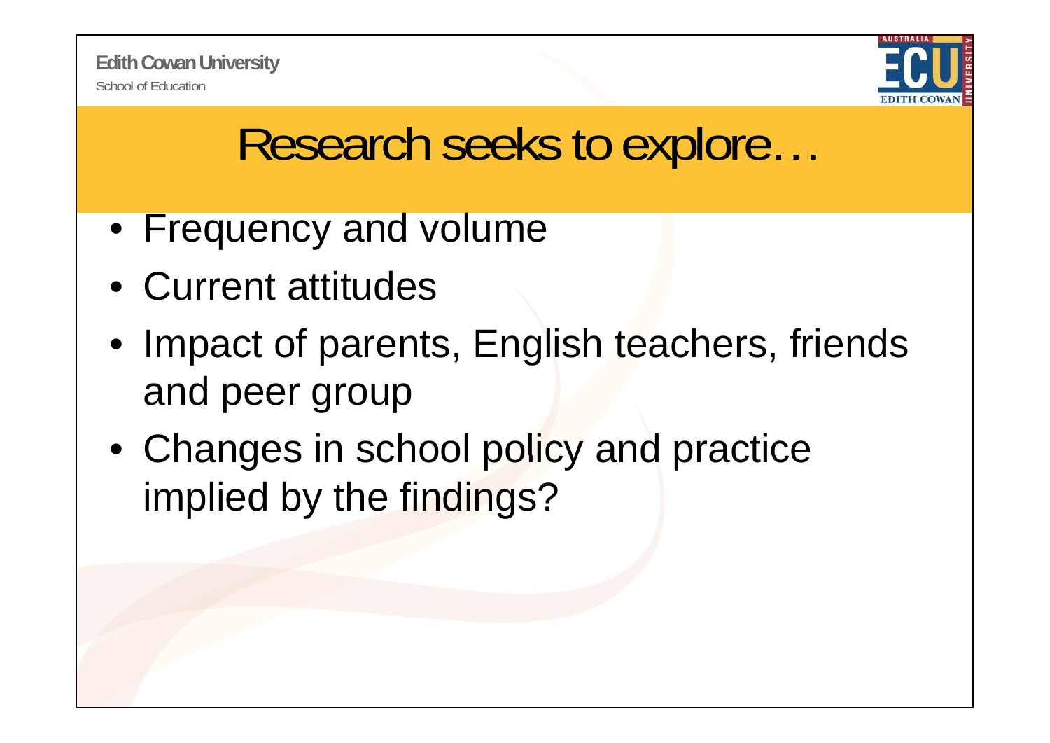# Research seeks to explore…

- Frequency and volume
- Current attitudes
- Impact of parents, English teachers, friends and peer group
- Changes in school policy and practice implied by the findings?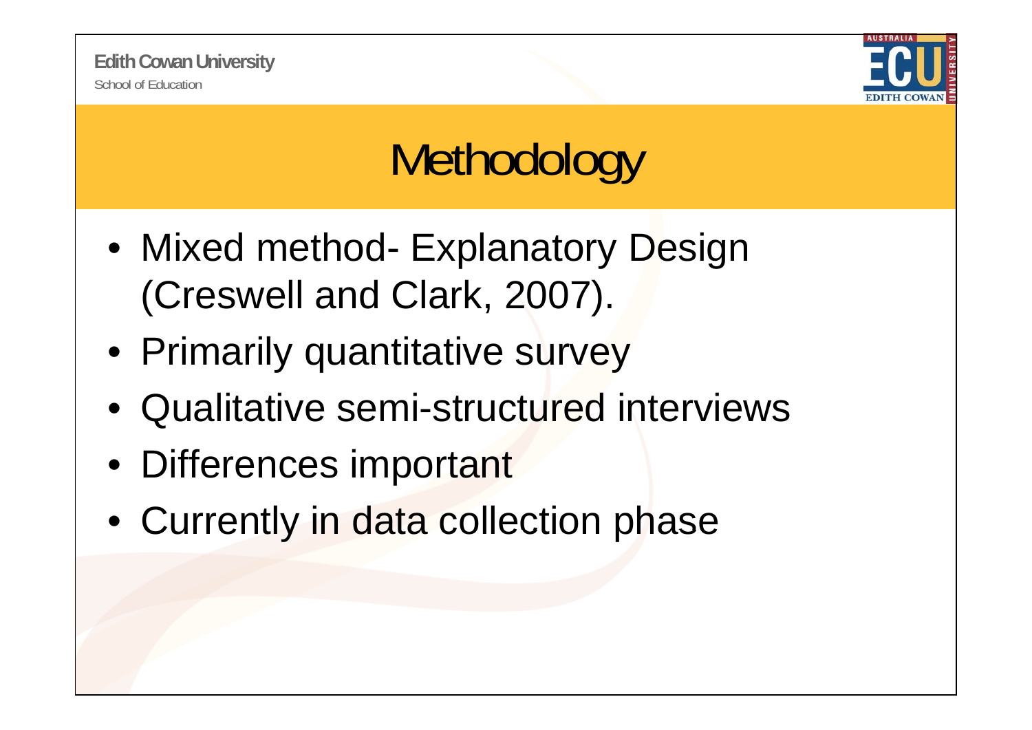# Methodology

- Mixed method- Explanatory Design (Creswell and Clark, 2007).
- Primarily quantitative survey
- Qualitative semi-structured interviews
- Differences important
- Currently in data collection phase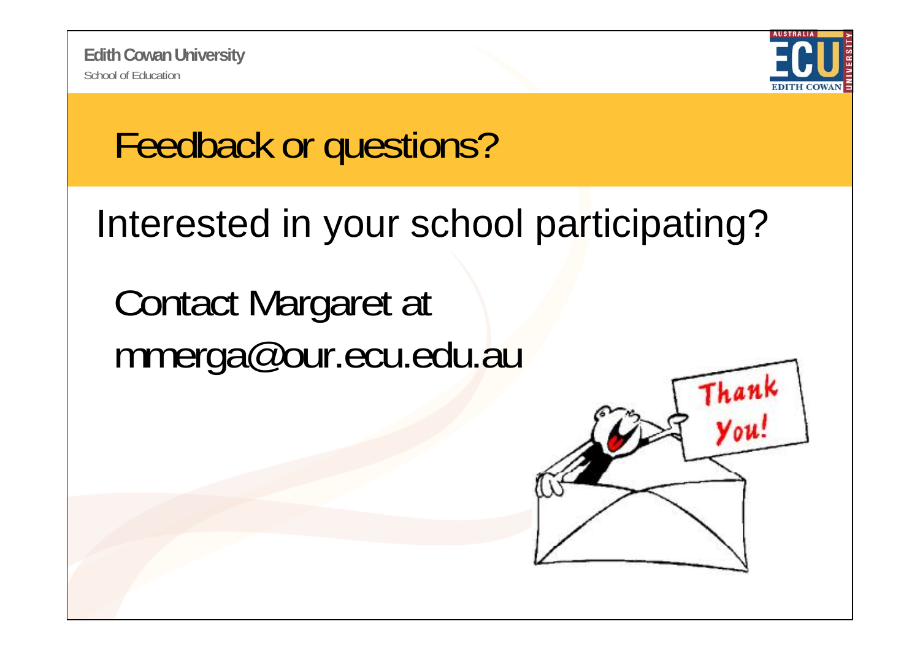# Feedback or questions?

Interested in your school participating?

Contact Margaret at
mmerga@our.ecu.edu.au